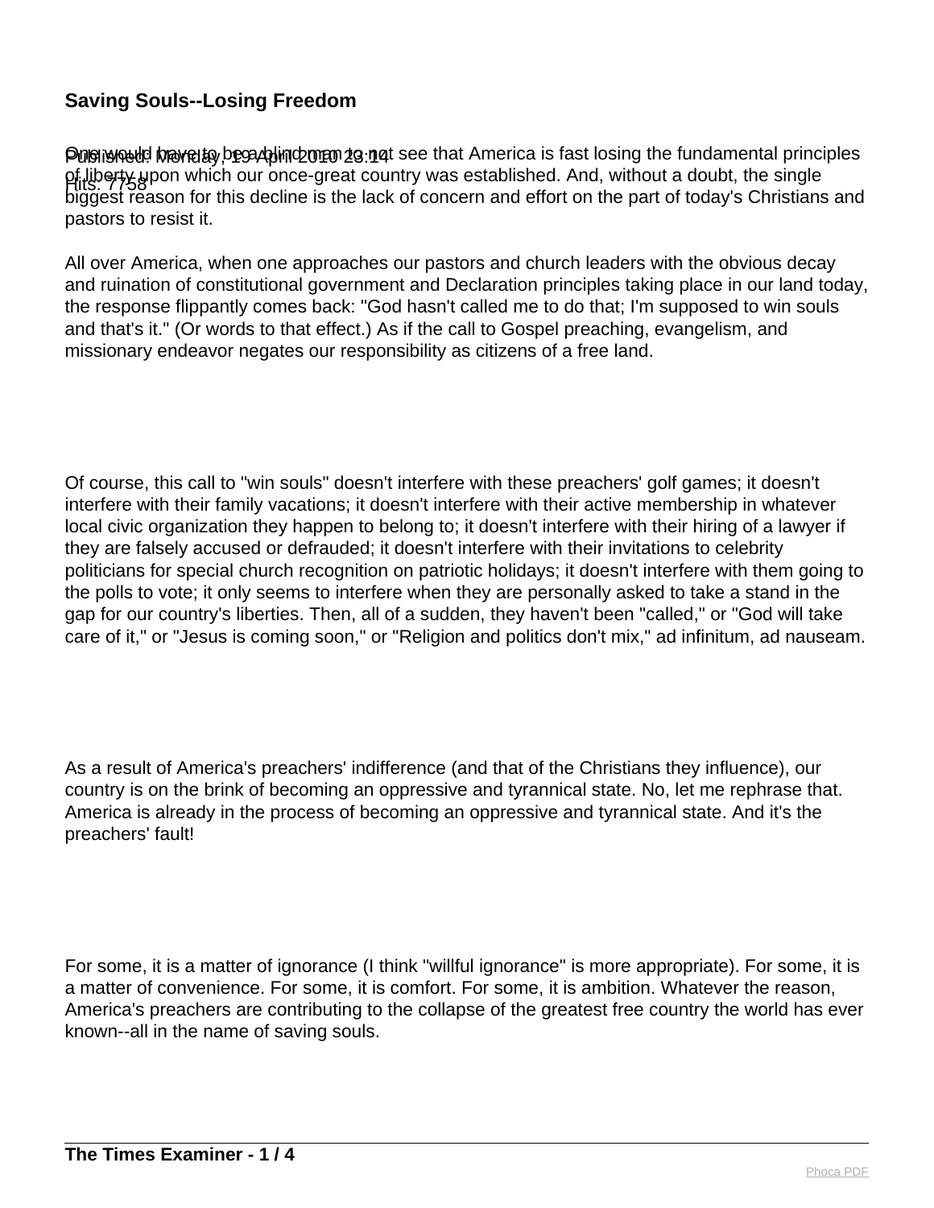## Saving Souls--Losing Freedom

Published: Monday, 19 April 2010 23:14

Hits: 7758

One would have to be a blind man to not see that America is fast losing the fundamental principles of liberty upon which our once-great country was established. And, without a doubt, the single biggest reason for this decline is the lack of concern and effort on the part of today's Christians and pastors to resist it.

All over America, when one approaches our pastors and church leaders with the obvious decay and ruination of constitutional government and Declaration principles taking place in our land today, the response flippantly comes back: "God hasn't called me to do that; I'm supposed to win souls and that's it." (Or words to that effect.) As if the call to Gospel preaching, evangelism, and missionary endeavor negates our responsibility as citizens of a free land.

Of course, this call to "win souls" doesn't interfere with these preachers' golf games; it doesn't interfere with their family vacations; it doesn't interfere with their active membership in whatever local civic organization they happen to belong to; it doesn't interfere with their hiring of a lawyer if they are falsely accused or defrauded; it doesn't interfere with their invitations to celebrity politicians for special church recognition on patriotic holidays; it doesn't interfere with them going to the polls to vote; it only seems to interfere when they are personally asked to take a stand in the gap for our country's liberties. Then, all of a sudden, they haven't been "called," or "God will take care of it," or "Jesus is coming soon," or "Religion and politics don't mix," ad infinitum, ad nauseam.

As a result of America's preachers' indifference (and that of the Christians they influence), our country is on the brink of becoming an oppressive and tyrannical state. No, let me rephrase that. America is already in the process of becoming an oppressive and tyrannical state. And it's the preachers' fault!

For some, it is a matter of ignorance (I think "willful ignorance" is more appropriate). For some, it is a matter of convenience. For some, it is comfort. For some, it is ambition. Whatever the reason, America's preachers are contributing to the collapse of the greatest free country the world has ever known--all in the name of saving souls.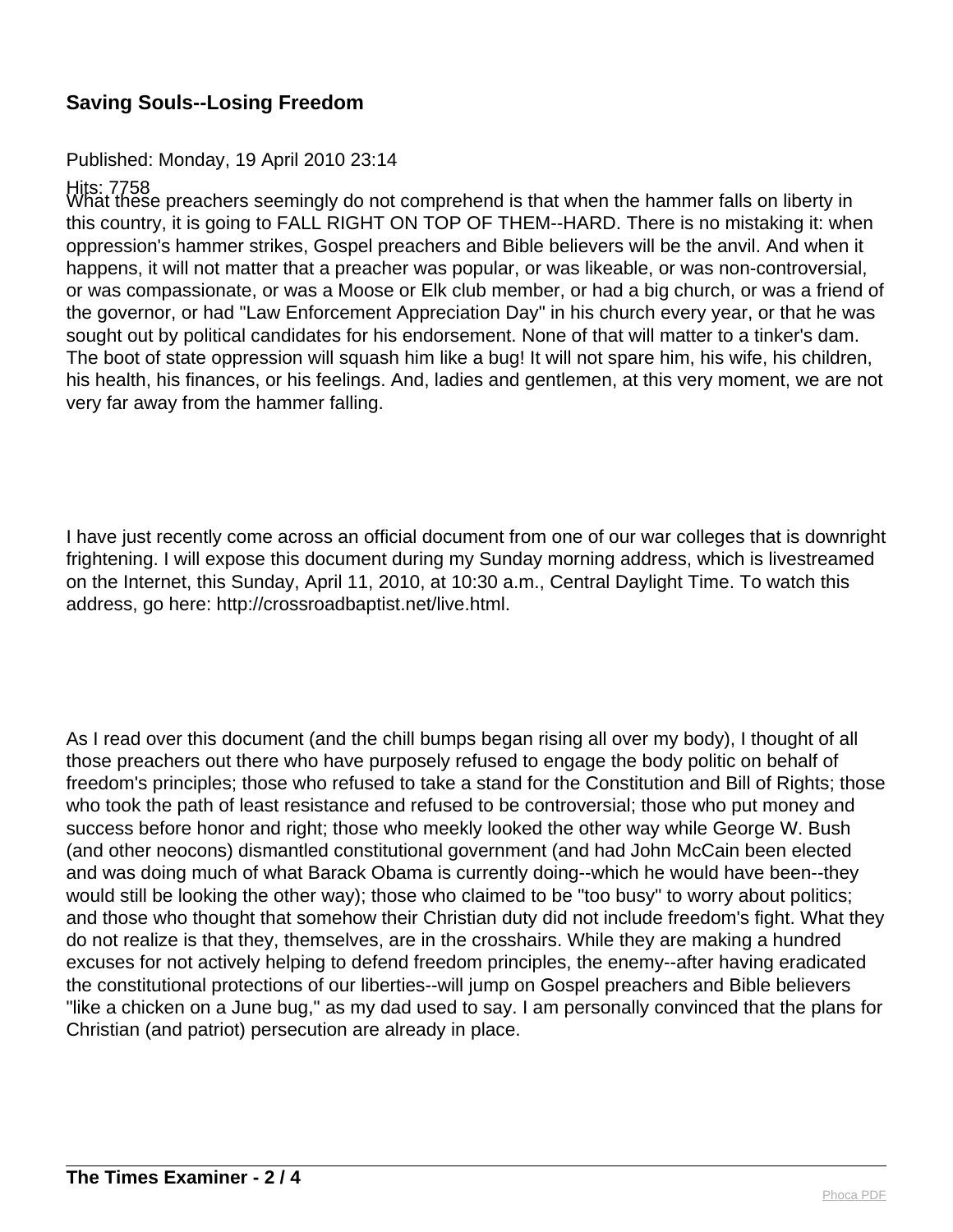## Saving Souls--Losing Freedom

Published: Monday, 19 April 2010 23:14

Hits: 7758

What these preachers seemingly do not comprehend is that when the hammer falls on liberty in this country, it is going to FALL RIGHT ON TOP OF THEM--HARD. There is no mistaking it: when oppression's hammer strikes, Gospel preachers and Bible believers will be the anvil. And when it happens, it will not matter that a preacher was popular, or was likeable, or was non-controversial, or was compassionate, or was a Moose or Elk club member, or had a big church, or was a friend of the governor, or had "Law Enforcement Appreciation Day" in his church every year, or that he was sought out by political candidates for his endorsement. None of that will matter to a tinker's dam. The boot of state oppression will squash him like a bug! It will not spare him, his wife, his children, his health, his finances, or his feelings. And, ladies and gentlemen, at this very moment, we are not very far away from the hammer falling.

I have just recently come across an official document from one of our war colleges that is downright frightening. I will expose this document during my Sunday morning address, which is livestreamed on the Internet, this Sunday, April 11, 2010, at 10:30 a.m., Central Daylight Time. To watch this address, go here: http://crossroadbaptist.net/live.html.

As I read over this document (and the chill bumps began rising all over my body), I thought of all those preachers out there who have purposely refused to engage the body politic on behalf of freedom's principles; those who refused to take a stand for the Constitution and Bill of Rights; those who took the path of least resistance and refused to be controversial; those who put money and success before honor and right; those who meekly looked the other way while George W. Bush (and other neocons) dismantled constitutional government (and had John McCain been elected and was doing much of what Barack Obama is currently doing--which he would have been--they would still be looking the other way); those who claimed to be "too busy" to worry about politics; and those who thought that somehow their Christian duty did not include freedom's fight. What they do not realize is that they, themselves, are in the crosshairs. While they are making a hundred excuses for not actively helping to defend freedom principles, the enemy--after having eradicated the constitutional protections of our liberties--will jump on Gospel preachers and Bible believers "like a chicken on a June bug," as my dad used to say. I am personally convinced that the plans for Christian (and patriot) persecution are already in place.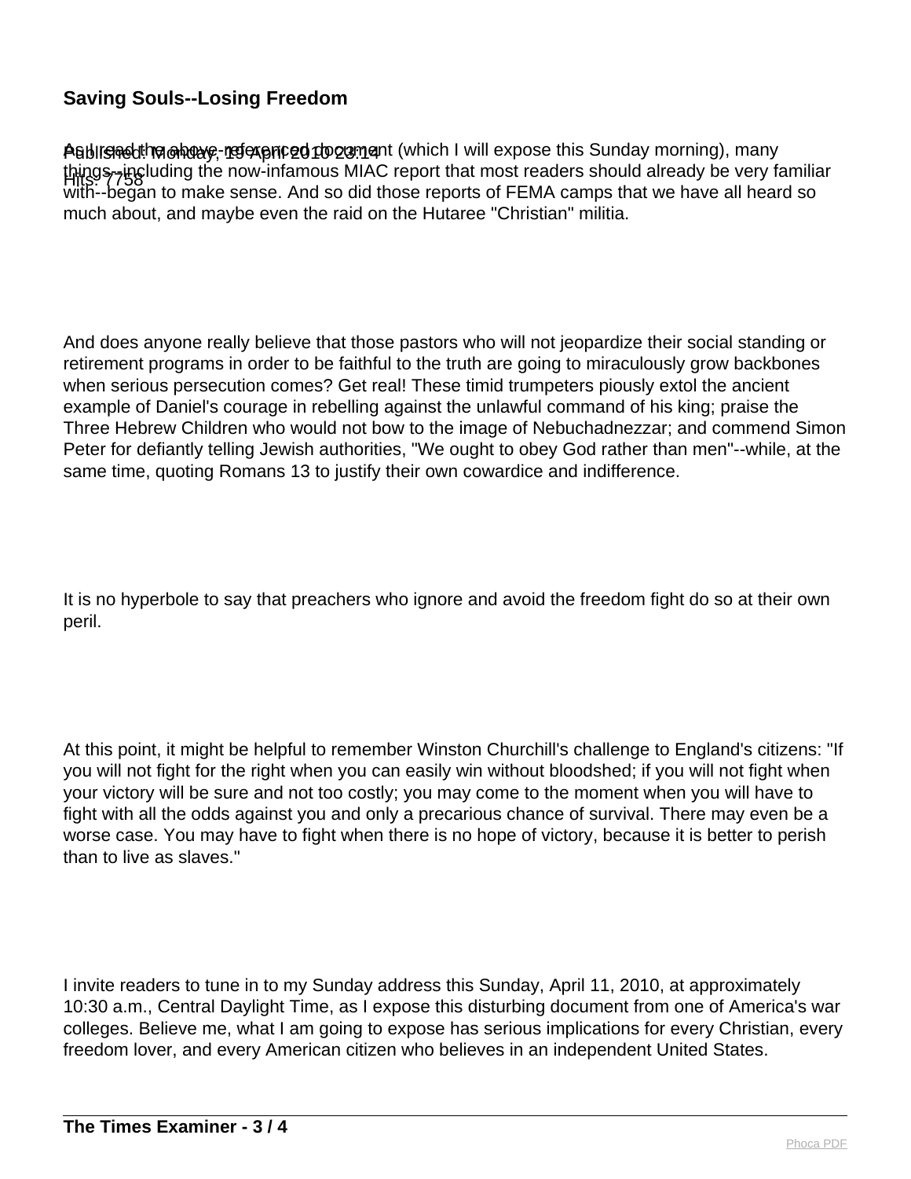As I read the above-referenced document (which I will expose this Sunday morning), many things--including the now-infamous MIAC report that most readers should already be very familiar with--began to make sense. And so did those reports of FEMA camps that we have all heard so much about, and maybe even the raid on the Hutaree "Christian" militia.

And does anyone really believe that those pastors who will not jeopardize their social standing or retirement programs in order to be faithful to the truth are going to miraculously grow backbones when serious persecution comes? Get real! These timid trumpeters piously extol the ancient example of Daniel's courage in rebelling against the unlawful command of his king; praise the Three Hebrew Children who would not bow to the image of Nebuchadnezzar; and commend Simon Peter for defiantly telling Jewish authorities, "We ought to obey God rather than men"--while, at the same time, quoting Romans 13 to justify their own cowardice and indifference.

It is no hyperbole to say that preachers who ignore and avoid the freedom fight do so at their own peril.

At this point, it might be helpful to remember Winston Churchill's challenge to England's citizens: "If you will not fight for the right when you can easily win without bloodshed; if you will not fight when your victory will be sure and not too costly; you may come to the moment when you will have to fight with all the odds against you and only a precarious chance of survival. There may even be a worse case. You may have to fight when there is no hope of victory, because it is better to perish than to live as slaves."

I invite readers to tune in to my Sunday address this Sunday, April 11, 2010, at approximately 10:30 a.m., Central Daylight Time, as I expose this disturbing document from one of America's war colleges. Believe me, what I am going to expose has serious implications for every Christian, every freedom lover, and every American citizen who believes in an independent United States.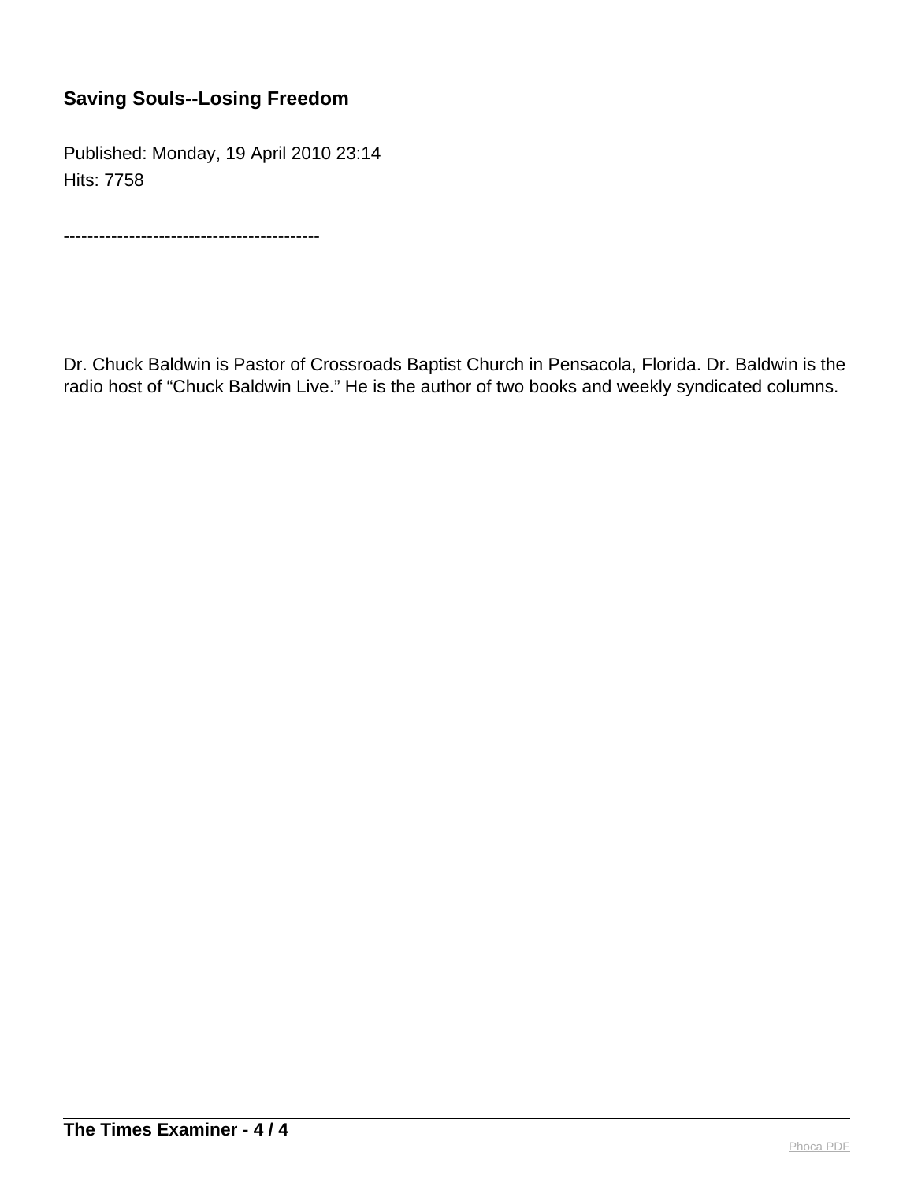**Saving Souls--Losing Freedom**

Published: Monday, 19 April 2010 23:14
Hits: 7758

------------------------------------------

Dr. Chuck Baldwin is Pastor of Crossroads Baptist Church in Pensacola, Florida. Dr. Baldwin is the radio host of "Chuck Baldwin Live." He is the author of two books and weekly syndicated columns.